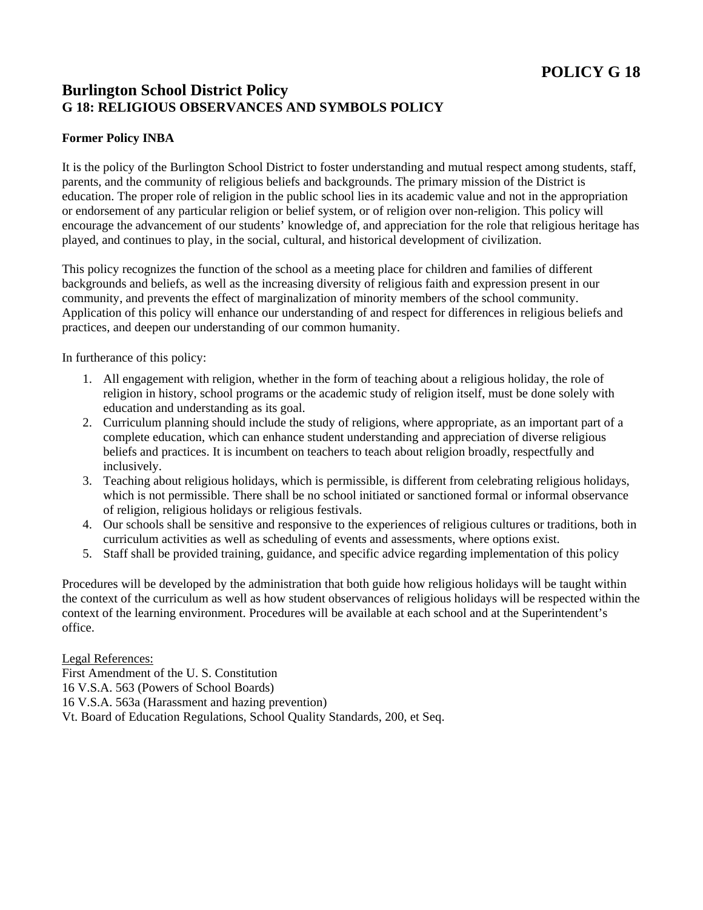**POLICY G 18**

# Burlington School District Policy
## G 18: RELIGIOUS OBSERVANCES AND SYMBOLS POLICY

**Former Policy INBA**

It is the policy of the Burlington School District to foster understanding and mutual respect among students, staff, parents, and the community of religious beliefs and backgrounds. The primary mission of the District is education. The proper role of religion in the public school lies in its academic value and not in the appropriation or endorsement of any particular religion or belief system, or of religion over non-religion. This policy will encourage the advancement of our students' knowledge of, and appreciation for the role that religious heritage has played, and continues to play, in the social, cultural, and historical development of civilization.

This policy recognizes the function of the school as a meeting place for children and families of different backgrounds and beliefs, as well as the increasing diversity of religious faith and expression present in our community, and prevents the effect of marginalization of minority members of the school community. Application of this policy will enhance our understanding of and respect for differences in religious beliefs and practices, and deepen our understanding of our common humanity.

In furtherance of this policy:

1. All engagement with religion, whether in the form of teaching about a religious holiday, the role of religion in history, school programs or the academic study of religion itself, must be done solely with education and understanding as its goal.
2. Curriculum planning should include the study of religions, where appropriate, as an important part of a complete education, which can enhance student understanding and appreciation of diverse religious beliefs and practices. It is incumbent on teachers to teach about religion broadly, respectfully and inclusively.
3. Teaching about religious holidays, which is permissible, is different from celebrating religious holidays, which is not permissible. There shall be no school initiated or sanctioned formal or informal observance of religion, religious holidays or religious festivals.
4. Our schools shall be sensitive and responsive to the experiences of religious cultures or traditions, both in curriculum activities as well as scheduling of events and assessments, where options exist.
5. Staff shall be provided training, guidance, and specific advice regarding implementation of this policy

Procedures will be developed by the administration that both guide how religious holidays will be taught within the context of the curriculum as well as how student observances of religious holidays will be respected within the context of the learning environment. Procedures will be available at each school and at the Superintendent's office.

Legal References:
First Amendment of the U. S. Constitution
16 V.S.A. 563 (Powers of School Boards)
16 V.S.A. 563a (Harassment and hazing prevention)
Vt. Board of Education Regulations, School Quality Standards, 200, et Seq.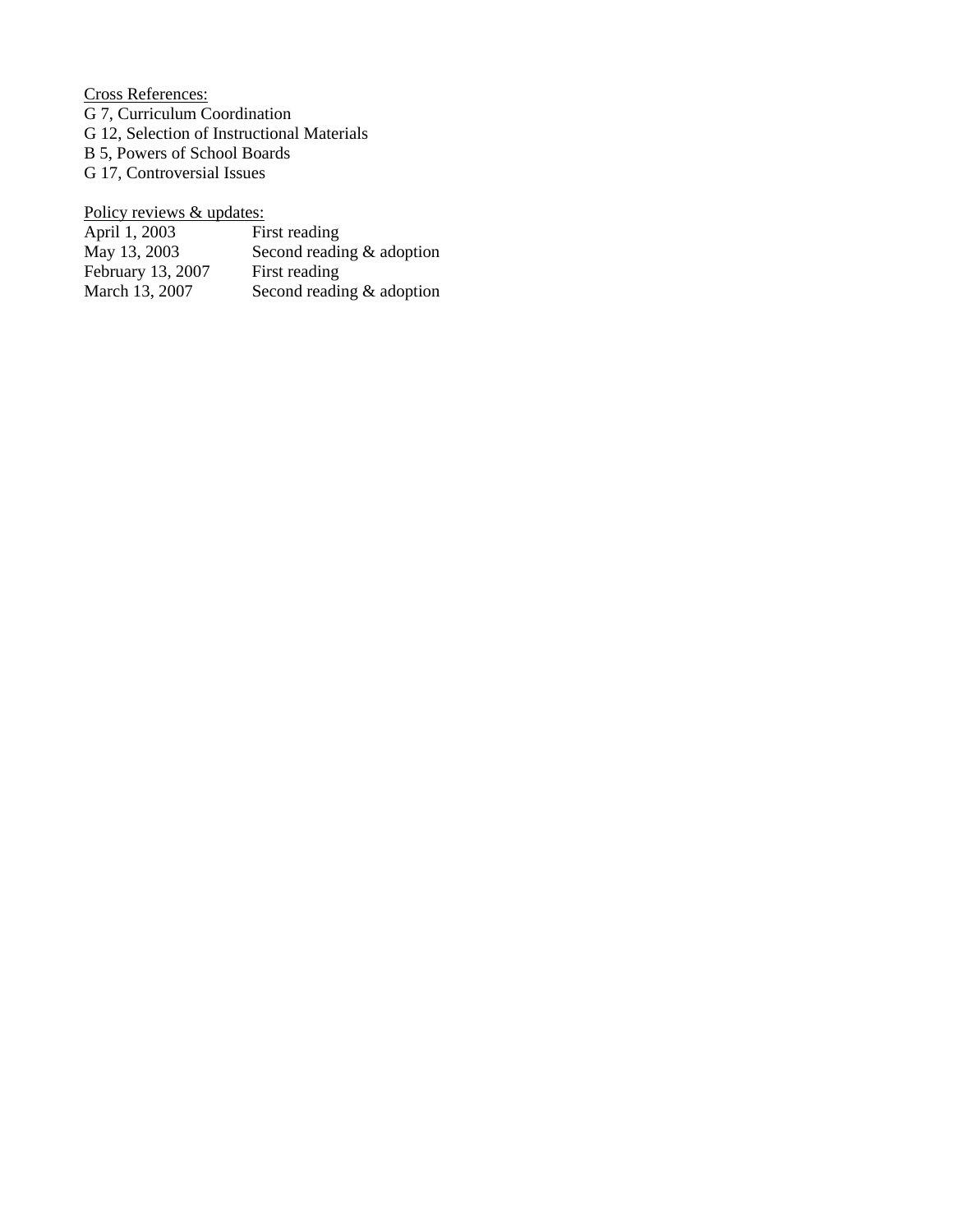Cross References:

G 7, Curriculum Coordination
G 12, Selection of Instructional Materials
B 5, Powers of School Boards
G 17, Controversial Issues

Policy reviews & updates:

| | |
|---|---|
| April 1, 2003 | First reading |
| May 13, 2003 | Second reading & adoption |
| February 13, 2007 | First reading |
| March 13, 2007 | Second reading & adoption |